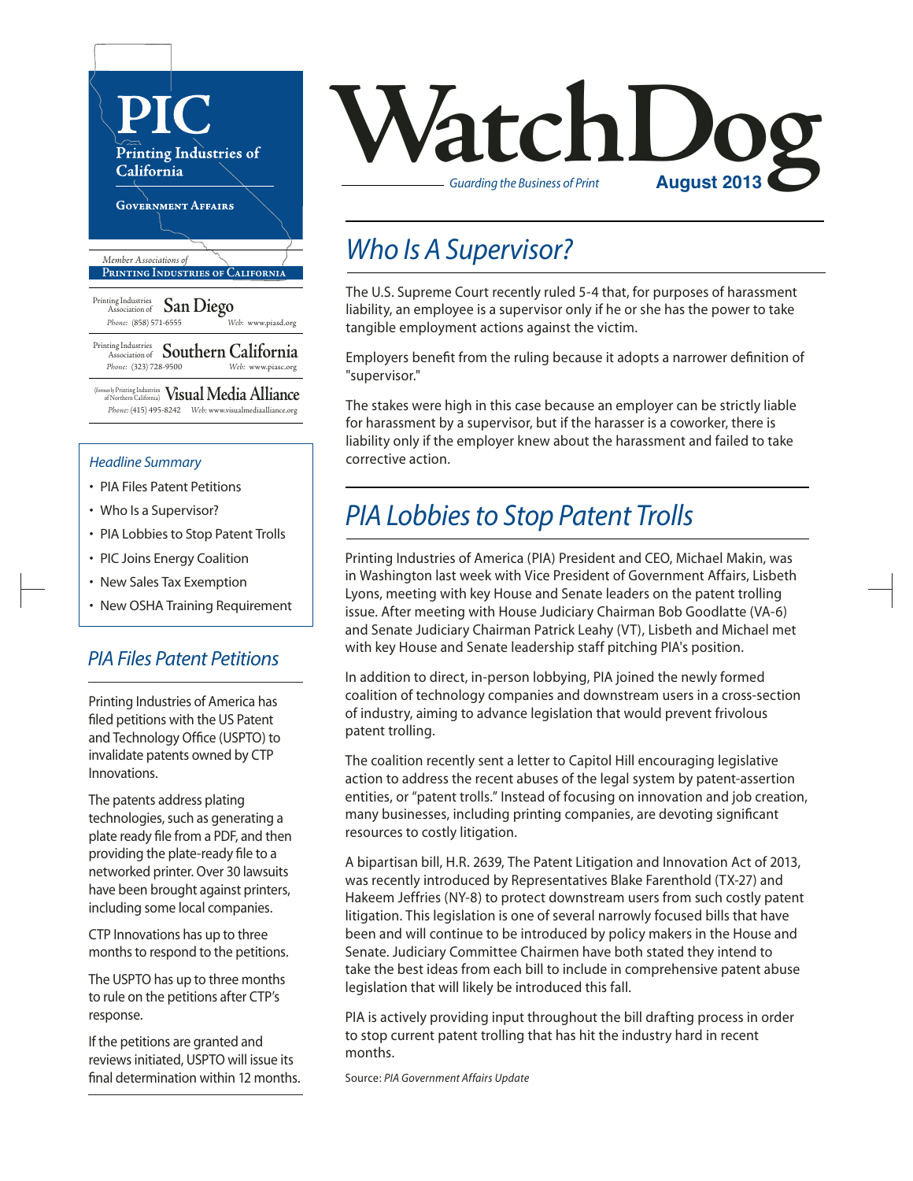# PIC

**Printing Industries of California**

**Government Affairs**

*Member Associations of*
**Printing Industries of California**

Printing Industries Association of **San Diego**
*Phone:* (858) 571-6555 *Web:* www.piasd.org

Printing Industries Association of **Southern California**
*Phone:* (323) 728-9500 *Web:* www.piasc.org

(formerly Printing Industries of Northern California) **Visual Media Alliance**
*Phone:* (415) 495-8242 *Web:* www.visualmediaalliance.org

# WatchDog

*Guarding the Business of Print*

**August 2013**

*Headline Summary*

- PIA Files Patent Petitions
- Who Is a Supervisor?
- PIA Lobbies to Stop Patent Trolls
- PIC Joins Energy Coalition
- New Sales Tax Exemption
- New OSHA Training Requirement

## *PIA Files Patent Petitions*

Printing Industries of America has filed petitions with the US Patent and Technology Office (USPTO) to invalidate patents owned by CTP Innovations.

The patents address plating technologies, such as generating a plate ready file from a PDF, and then providing the plate-ready file to a networked printer. Over 30 lawsuits have been brought against printers, including some local companies.

CTP Innovations has up to three months to respond to the petitions.

The USPTO has up to three months to rule on the petitions after CTP's response.

If the petitions are granted and reviews initiated, USPTO will issue its final determination within 12 months.

## *Who Is A Supervisor?*

The U.S. Supreme Court recently ruled 5-4 that, for purposes of harassment liability, an employee is a supervisor only if he or she has the power to take tangible employment actions against the victim.

Employers benefit from the ruling because it adopts a narrower definition of "supervisor."

The stakes were high in this case because an employer can be strictly liable for harassment by a supervisor, but if the harasser is a coworker, there is liability only if the employer knew about the harassment and failed to take corrective action.

## *PIA Lobbies to Stop Patent Trolls*

Printing Industries of America (PIA) President and CEO, Michael Makin, was in Washington last week with Vice President of Government Affairs, Lisbeth Lyons, meeting with key House and Senate leaders on the patent trolling issue. After meeting with House Judiciary Chairman Bob Goodlatte (VA-6) and Senate Judiciary Chairman Patrick Leahy (VT), Lisbeth and Michael met with key House and Senate leadership staff pitching PIA's position.

In addition to direct, in-person lobbying, PIA joined the newly formed coalition of technology companies and downstream users in a cross-section of industry, aiming to advance legislation that would prevent frivolous patent trolling.

The coalition recently sent a letter to Capitol Hill encouraging legislative action to address the recent abuses of the legal system by patent-assertion entities, or "patent trolls." Instead of focusing on innovation and job creation, many businesses, including printing companies, are devoting significant resources to costly litigation.

A bipartisan bill, H.R. 2639, The Patent Litigation and Innovation Act of 2013, was recently introduced by Representatives Blake Farenthold (TX-27) and Hakeem Jeffries (NY-8) to protect downstream users from such costly patent litigation. This legislation is one of several narrowly focused bills that have been and will continue to be introduced by policy makers in the House and Senate. Judiciary Committee Chairmen have both stated they intend to take the best ideas from each bill to include in comprehensive patent abuse legislation that will likely be introduced this fall.

PIA is actively providing input throughout the bill drafting process in order to stop current patent trolling that has hit the industry hard in recent months.

Source: *PIA Government Affairs Update*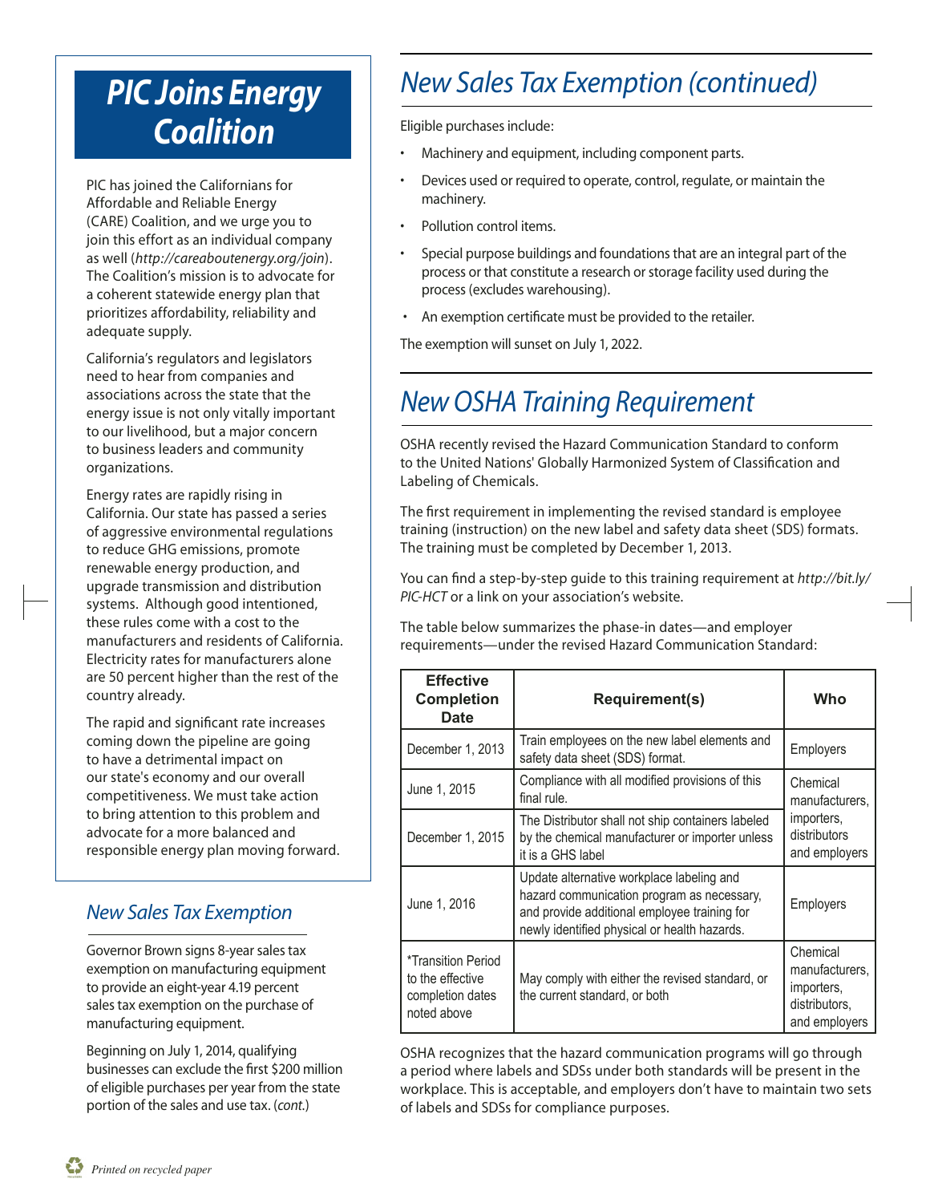# PIC Joins Energy Coalition

PIC has joined the Californians for Affordable and Reliable Energy (CARE) Coalition, and we urge you to join this effort as an individual company as well (*http://careaboutenergy.org/join*). The Coalition's mission is to advocate for a coherent statewide energy plan that prioritizes affordability, reliability and adequate supply.

California's regulators and legislators need to hear from companies and associations across the state that the energy issue is not only vitally important to our livelihood, but a major concern to business leaders and community organizations.

Energy rates are rapidly rising in California. Our state has passed a series of aggressive environmental regulations to reduce GHG emissions, promote renewable energy production, and upgrade transmission and distribution systems. Although good intentioned, these rules come with a cost to the manufacturers and residents of California. Electricity rates for manufacturers alone are 50 percent higher than the rest of the country already.

The rapid and significant rate increases coming down the pipeline are going to have a detrimental impact on our state's economy and our overall competitiveness. We must take action to bring attention to this problem and advocate for a more balanced and responsible energy plan moving forward.

## New Sales Tax Exemption

Governor Brown signs 8-year sales tax exemption on manufacturing equipment to provide an eight-year 4.19 percent sales tax exemption on the purchase of manufacturing equipment.

Beginning on July 1, 2014, qualifying businesses can exclude the first $200 million of eligible purchases per year from the state portion of the sales and use tax. (*cont.*)

## New Sales Tax Exemption (continued)

Eligible purchases include:

- Machinery and equipment, including component parts.
- Devices used or required to operate, control, regulate, or maintain the machinery.
- Pollution control items.
- Special purpose buildings and foundations that are an integral part of the process or that constitute a research or storage facility used during the process (excludes warehousing).
- An exemption certificate must be provided to the retailer.

The exemption will sunset on July 1, 2022.

## New OSHA Training Requirement

OSHA recently revised the Hazard Communication Standard to conform to the United Nations' Globally Harmonized System of Classification and Labeling of Chemicals.

The first requirement in implementing the revised standard is employee training (instruction) on the new label and safety data sheet (SDS) formats. The training must be completed by December 1, 2013.

You can find a step-by-step guide to this training requirement at *http://bit.ly/PIC-HCT* or a link on your association's website.

The table below summarizes the phase-in dates—and employer requirements—under the revised Hazard Communication Standard:

| Effective Completion Date | Requirement(s) | Who |
|---|---|---|
| December 1, 2013 | Train employees on the new label elements and safety data sheet (SDS) format. | Employers |
| June 1, 2015 | Compliance with all modified provisions of this final rule. | Chemical manufacturers, importers, distributors and employers |
| December 1, 2015 | The Distributor shall not ship containers labeled by the chemical manufacturer or importer unless it is a GHS label | |
| June 1, 2016 | Update alternative workplace labeling and hazard communication program as necessary, and provide additional employee training for newly identified physical or health hazards. | Employers |
| *Transition Period to the effective completion dates noted above | May comply with either the revised standard, or the current standard, or both | Chemical manufacturers, importers, distributors, and employers |

OSHA recognizes that the hazard communication programs will go through a period where labels and SDSs under both standards will be present in the workplace. This is acceptable, and employers don't have to maintain two sets of labels and SDSs for compliance purposes.

*Printed on recycled paper*